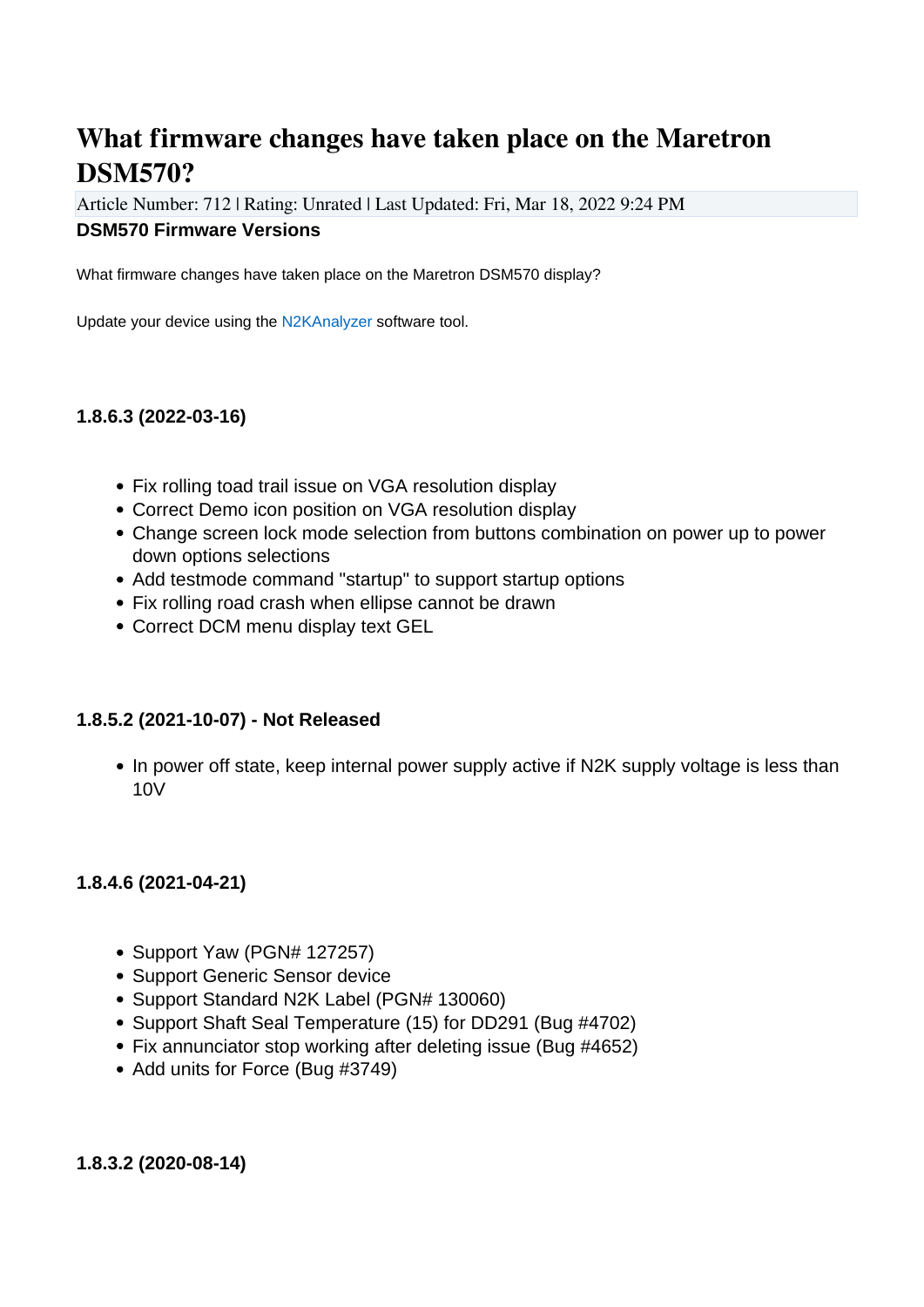# What firmware changes have taken place on the Maretron DSM570?

Article Number: 712 | Rating: Unrated | Last Updated: Fri, Mar 18, 2022 9:24 PM

**DSM570 Firmware Versions**

What firmware changes have taken place on the Maretron DSM570 display?

Update your device using the N2KAnalyzer software tool.

#### 1.8.6.3 (2022-03-16)

- Fix rolling toad trail issue on VGA resolution display
- Correct Demo icon position on VGA resolution display
- Change screen lock mode selection from buttons combination on power up to power down options selections
- Add testmode command "startup" to support startup options
- Fix rolling road crash when ellipse cannot be drawn
- Correct DCM menu display text GEL

#### 1.8.5.2 (2021-10-07) - Not Released

- In power off state, keep internal power supply active if N2K supply voltage is less than 10V

#### 1.8.4.6 (2021-04-21)

- Support Yaw (PGN# 127257)
- Support Generic Sensor device
- Support Standard N2K Label (PGN# 130060)
- Support Shaft Seal Temperature (15) for DD291 (Bug #4702)
- Fix annunciator stop working after deleting issue (Bug #4652)
- Add units for Force (Bug #3749)

#### 1.8.3.2 (2020-08-14)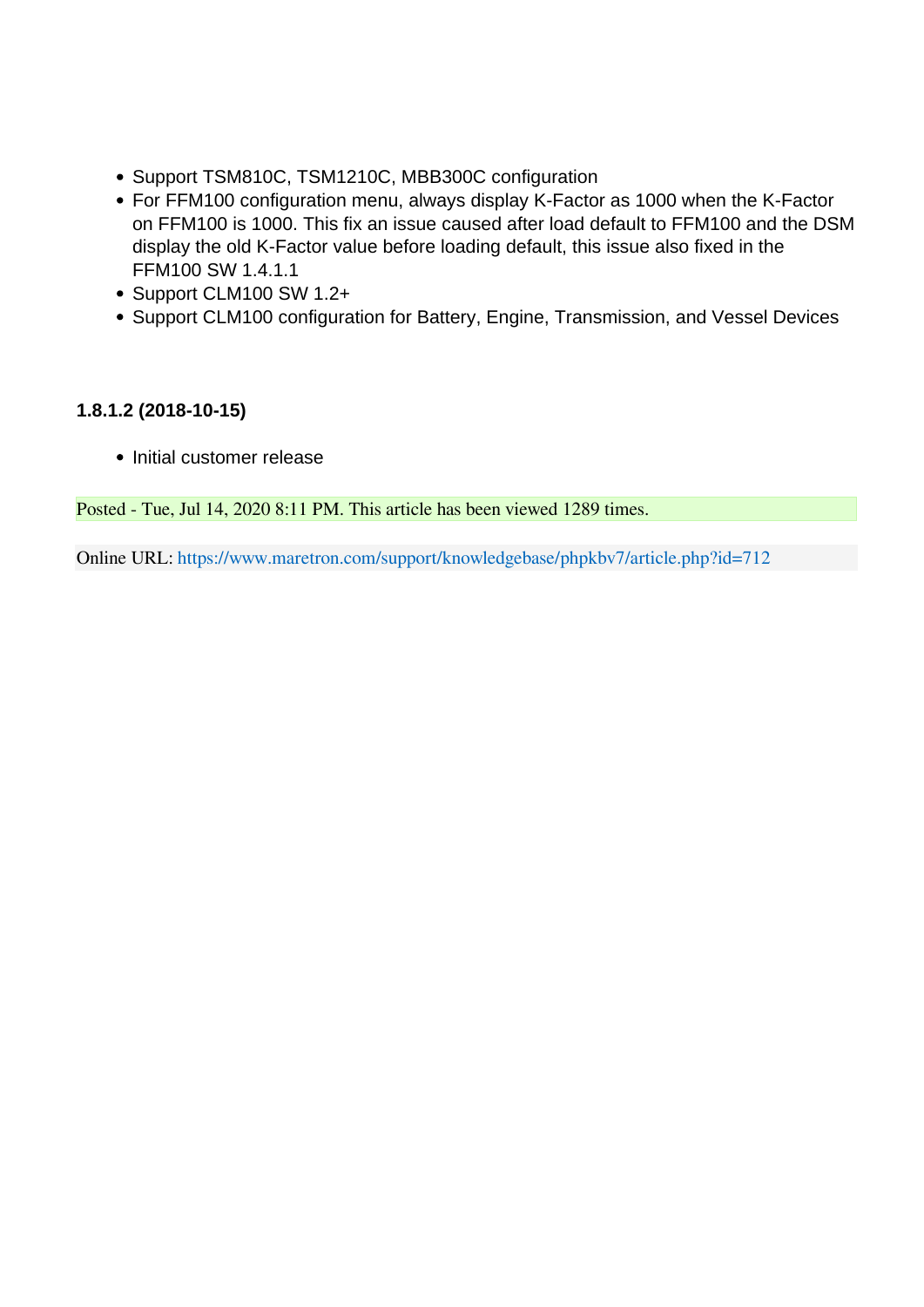- Support TSM810C, TSM1210C, MBB300C configuration
- For FFM100 configuration menu, always display K-Factor as 1000 when the K-Factor on FFM100 is 1000. This fix an issue caused after load default to FFM100 and the DSM display the old K-Factor value before loading default, this issue also fixed in the FFM100 SW 1.4.1.1
- Support CLM100 SW 1.2+
- Support CLM100 configuration for Battery, Engine, Transmission, and Vessel Devices

#### 1.8.1.2 (2018-10-15)

- Initial customer release

Posted - Tue, Jul 14, 2020 8:11 PM. This article has been viewed 1289 times.

Online URL: https://www.maretron.com/support/knowledgebase/phpkbv7/article.php?id=712